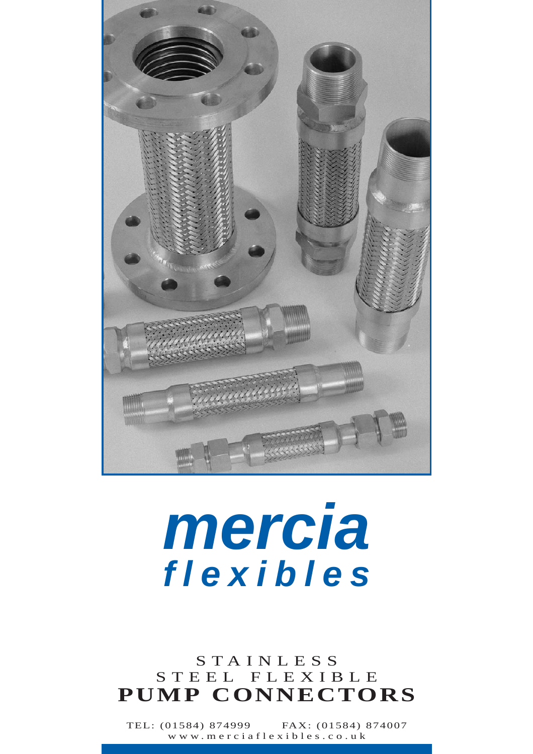# *mercia*
## *flexibles*

STAINLESS
STEEL FLEXIBLE
**PUMP CONNECTORS**

TEL: (01584) 874999 FAX: (01584) 874007
www.merciaflexibles.co.uk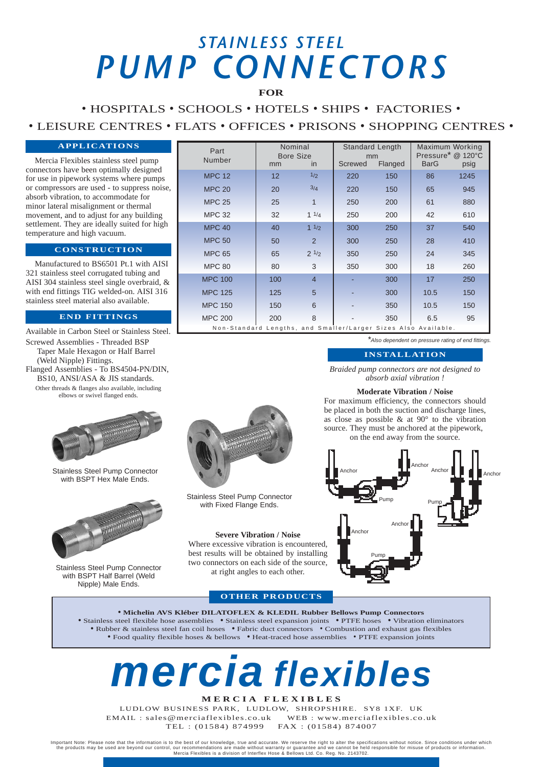# STAINLESS STEEL PUMP CONNECTORS

**FOR**

• HOSPITALS • SCHOOLS • HOTELS • SHIPS • FACTORIES •
• LEISURE CENTRES • FLATS • OFFICES • PRISONS • SHOPPING CENTRES •

## APPLICATIONS

Mercia Flexibles stainless steel pump connectors have been optimally designed for use in pipework systems where pumps or compressors are used - to suppress noise, absorb vibration, to accommodate for minor lateral misalignment or thermal movement, and to adjust for any building settlement. They are ideally suited for high temperature and high vacuum.

## CONSTRUCTION

Manufactured to BS6501 Pt.1 with AISI 321 stainless steel corrugated tubing and AISI 304 stainless steel single overbraid, & with end fittings TIG welded-on. AISI 316 stainless steel material also available.

## END FITTINGS

Available in Carbon Steel or Stainless Steel.

Screwed Assemblies - Threaded BSP Taper Male Hexagon or Half Barrel (Weld Nipple) Fittings.

Flanged Assemblies - To BS4504-PN/DIN, BS10, ANSI/ASA & JIS standards.

Other threads & flanges also available, including elbows or swivel flanged ends.

| Part Number | Nominal Bore Size mm | in | Standard Length mm Screwed | Flanged | Maximum Working Pressure* @ 120°C BarG | psig |
|---|---|---|---|---|---|---|
| MPC 12 | 12 | 1/2 | 220 | 150 | 86 | 1245 |
| MPC 20 | 20 | 3/4 | 220 | 150 | 65 | 945 |
| MPC 25 | 25 | 1 | 250 | 200 | 61 | 880 |
| MPC 32 | 32 | 1 1/4 | 250 | 200 | 42 | 610 |
| MPC 40 | 40 | 1 1/2 | 300 | 250 | 37 | 540 |
| MPC 50 | 50 | 2 | 300 | 250 | 28 | 410 |
| MPC 65 | 65 | 2 1/2 | 350 | 250 | 24 | 345 |
| MPC 80 | 80 | 3 | 350 | 300 | 18 | 260 |
| MPC 100 | 100 | 4 | - | 300 | 17 | 250 |
| MPC 125 | 125 | 5 | - | 300 | 10.5 | 150 |
| MPC 150 | 150 | 6 | - | 350 | 10.5 | 150 |
| MPC 200 | 200 | 8 | - | 350 | 6.5 | 95 |

Non-Standard Lengths, and Smaller/Larger Sizes Also Available.

*Also dependent on pressure rating of end fittings.

Stainless Steel Pump Connector with BSPT Hex Male Ends.

Stainless Steel Pump Connector with BSPT Half Barrel (Weld Nipple) Male Ends.

Stainless Steel Pump Connector with Fixed Flange Ends.

## INSTALLATION

*Braided pump connectors are not designed to absorb axial vibration !*

**Moderate Vibration / Noise**

For maximum efficiency, the connectors should be placed in both the suction and discharge lines, as close as possible & at 90° to the vibration source. They must be anchored at the pipework, on the end away from the source.

**Severe Vibration / Noise**

Where excessive vibration is encountered, best results will be obtained by installing two connectors on each side of the source, at right angles to each other.

Anchor
Anchor
Pump
Anchor
Anchor
Pump
Anchor
Anchor
Pump

## OTHER PRODUCTS

**• Michelin AVS Kléber DILATOFLEX & KLEDIL Rubber Bellows Pump Connectors**
• Stainless steel flexible hose assemblies • Stainless steel expansion joints • PTFE hoses • Vibration eliminators
• Rubber & stainless steel fan coil hoses • Fabric duct connectors • Combustion and exhaust gas flexibles
• Food quality flexible hoses & bellows • Heat-traced hose assemblies • PTFE expansion joints

# mercia flexibles

**MERCIA FLEXIBLES**
LUDLOW BUSINESS PARK, LUDLOW, SHROPSHIRE. SY8 1XF. UK
EMAIL : sales@merciaflexibles.co.uk WEB : www.merciaflexibles.co.uk
TEL : (01584) 874999 FAX : (01584) 874007

Important Note: Please note that the information is to the best of our knowledge, true and accurate. We reserve the right to alter the specifications without notice. Since conditions under which the products may be used are beyond our control, our recommendations are made without warranty or guarantee and we cannot be held responsible for misuse of products or information. Mercia Flexibles is a division of Interflex Hose & Bellows Ltd. Co. Reg. No. 2143702.